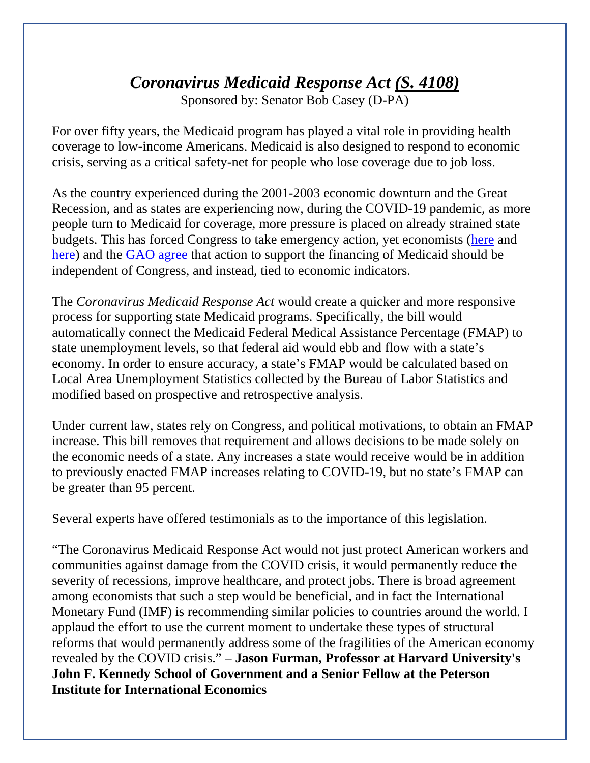# *Coronavirus Medicaid Response Act* [(S. 4108)]

Sponsored by: Senator Bob Casey (D-PA)

For over fifty years, the Medicaid program has played a vital role in providing health coverage to low-income Americans. Medicaid is also designed to respond to economic crisis, serving as a critical safety-net for people who lose coverage due to job loss.

As the country experienced during the 2001-2003 economic downturn and the Great Recession, and as states are experiencing now, during the COVID-19 pandemic, as more people turn to Medicaid for coverage, more pressure is placed on already strained state budgets. This has forced Congress to take emergency action, yet economists ([here] and [here]) and the [GAO agree] that action to support the financing of Medicaid should be independent of Congress, and instead, tied to economic indicators.

The *Coronavirus Medicaid Response Act* would create a quicker and more responsive process for supporting state Medicaid programs. Specifically, the bill would automatically connect the Medicaid Federal Medical Assistance Percentage (FMAP) to state unemployment levels, so that federal aid would ebb and flow with a state's economy. In order to ensure accuracy, a state's FMAP would be calculated based on Local Area Unemployment Statistics collected by the Bureau of Labor Statistics and modified based on prospective and retrospective analysis.

Under current law, states rely on Congress, and political motivations, to obtain an FMAP increase. This bill removes that requirement and allows decisions to be made solely on the economic needs of a state. Any increases a state would receive would be in addition to previously enacted FMAP increases relating to COVID-19, but no state's FMAP can be greater than 95 percent.

Several experts have offered testimonials as to the importance of this legislation.

"The Coronavirus Medicaid Response Act would not just protect American workers and communities against damage from the COVID crisis, it would permanently reduce the severity of recessions, improve healthcare, and protect jobs. There is broad agreement among economists that such a step would be beneficial, and in fact the International Monetary Fund (IMF) is recommending similar policies to countries around the world. I applaud the effort to use the current moment to undertake these types of structural reforms that would permanently address some of the fragilities of the American economy revealed by the COVID crisis." – **Jason Furman, Professor at Harvard University's John F. Kennedy School of Government and a Senior Fellow at the Peterson Institute for International Economics**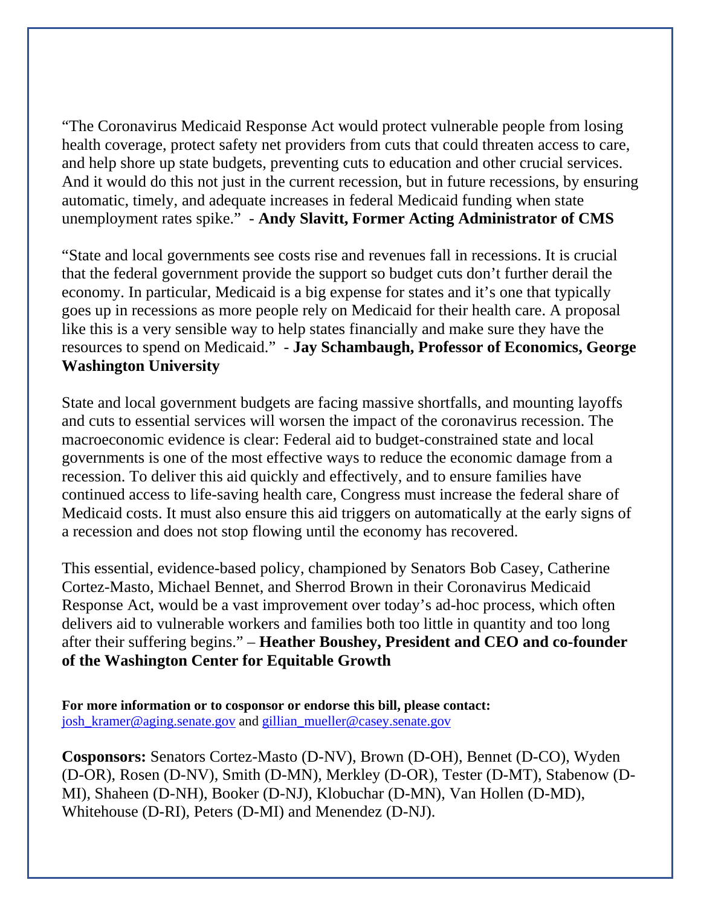"The Coronavirus Medicaid Response Act would protect vulnerable people from losing health coverage, protect safety net providers from cuts that could threaten access to care, and help shore up state budgets, preventing cuts to education and other crucial services. And it would do this not just in the current recession, but in future recessions, by ensuring automatic, timely, and adequate increases in federal Medicaid funding when state unemployment rates spike." - **Andy Slavitt, Former Acting Administrator of CMS**

"State and local governments see costs rise and revenues fall in recessions. It is crucial that the federal government provide the support so budget cuts don't further derail the economy. In particular, Medicaid is a big expense for states and it's one that typically goes up in recessions as more people rely on Medicaid for their health care. A proposal like this is a very sensible way to help states financially and make sure they have the resources to spend on Medicaid." - **Jay Schambaugh, Professor of Economics, George Washington University**

State and local government budgets are facing massive shortfalls, and mounting layoffs and cuts to essential services will worsen the impact of the coronavirus recession. The macroeconomic evidence is clear: Federal aid to budget-constrained state and local governments is one of the most effective ways to reduce the economic damage from a recession. To deliver this aid quickly and effectively, and to ensure families have continued access to life-saving health care, Congress must increase the federal share of Medicaid costs. It must also ensure this aid triggers on automatically at the early signs of a recession and does not stop flowing until the economy has recovered.

This essential, evidence-based policy, championed by Senators Bob Casey, Catherine Cortez-Masto, Michael Bennet, and Sherrod Brown in their Coronavirus Medicaid Response Act, would be a vast improvement over today's ad-hoc process, which often delivers aid to vulnerable workers and families both too little in quantity and too long after their suffering begins." – **Heather Boushey, President and CEO and co-founder of the Washington Center for Equitable Growth**

**For more information or to cosponsor or endorse this bill, please contact:**
josh_kramer@aging.senate.gov and gillian_mueller@casey.senate.gov

**Cosponsors:** Senators Cortez-Masto (D-NV), Brown (D-OH), Bennet (D-CO), Wyden (D-OR), Rosen (D-NV), Smith (D-MN), Merkley (D-OR), Tester (D-MT), Stabenow (D-MI), Shaheen (D-NH), Booker (D-NJ), Klobuchar (D-MN), Van Hollen (D-MD), Whitehouse (D-RI), Peters (D-MI) and Menendez (D-NJ).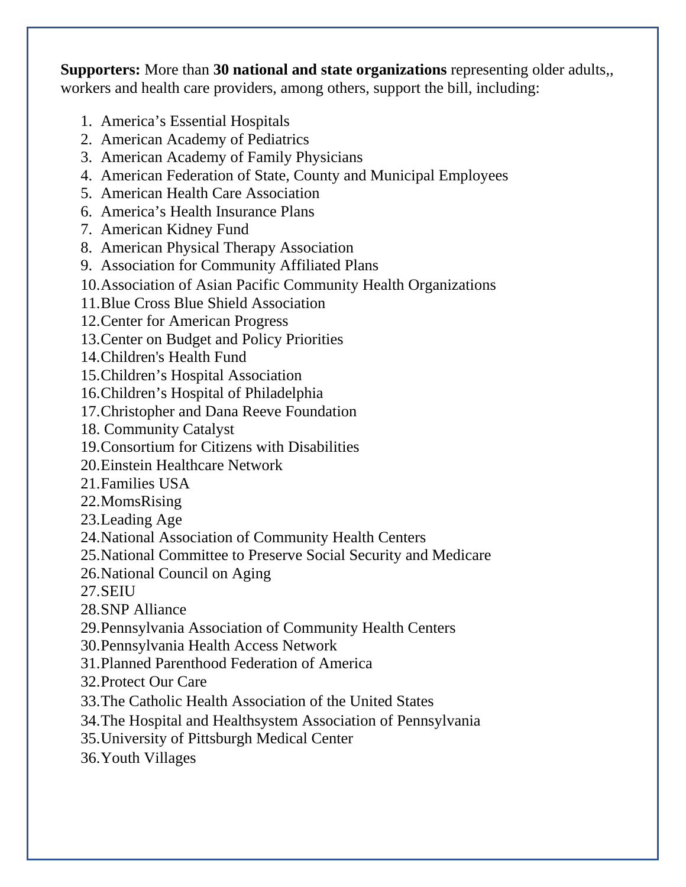**Supporters:** More than **30 national and state organizations** representing older adults,, workers and health care providers, among others, support the bill, including:

1. America's Essential Hospitals
2. American Academy of Pediatrics
3. American Academy of Family Physicians
4. American Federation of State, County and Municipal Employees
5. American Health Care Association
6. America's Health Insurance Plans
7. American Kidney Fund
8. American Physical Therapy Association
9. Association for Community Affiliated Plans
10. Association of Asian Pacific Community Health Organizations
11. Blue Cross Blue Shield Association
12. Center for American Progress
13. Center on Budget and Policy Priorities
14. Children's Health Fund
15. Children's Hospital Association
16. Children's Hospital of Philadelphia
17. Christopher and Dana Reeve Foundation
18. Community Catalyst
19. Consortium for Citizens with Disabilities
20. Einstein Healthcare Network
21. Families USA
22. MomsRising
23. Leading Age
24. National Association of Community Health Centers
25. National Committee to Preserve Social Security and Medicare
26. National Council on Aging
27. SEIU
28. SNP Alliance
29. Pennsylvania Association of Community Health Centers
30. Pennsylvania Health Access Network
31. Planned Parenthood Federation of America
32. Protect Our Care
33. The Catholic Health Association of the United States
34. The Hospital and Healthsystem Association of Pennsylvania
35. University of Pittsburgh Medical Center
36. Youth Villages